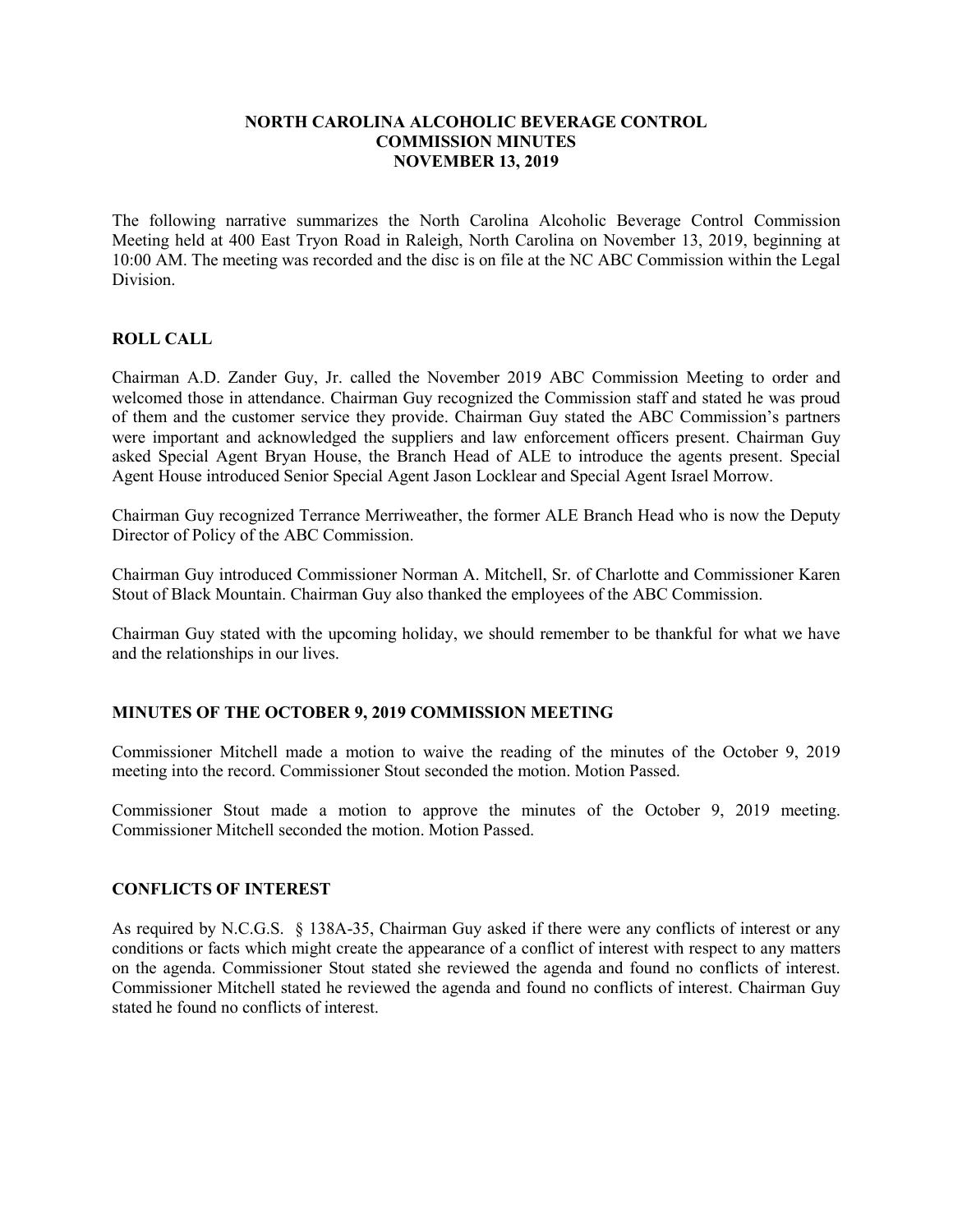# NORTH CAROLINA ALCOHOLIC BEVERAGE CONTROL COMMISSION MINUTES NOVEMBER 13, 2019

The following narrative summarizes the North Carolina Alcoholic Beverage Control Commission Meeting held at 400 East Tryon Road in Raleigh, North Carolina on November 13, 2019, beginning at 10:00 AM. The meeting was recorded and the disc is on file at the NC ABC Commission within the Legal Division.

## ROLL CALL

Chairman A.D. Zander Guy, Jr. called the November 2019 ABC Commission Meeting to order and welcomed those in attendance. Chairman Guy recognized the Commission staff and stated he was proud of them and the customer service they provide. Chairman Guy stated the ABC Commission's partners were important and acknowledged the suppliers and law enforcement officers present. Chairman Guy asked Special Agent Bryan House, the Branch Head of ALE to introduce the agents present. Special Agent House introduced Senior Special Agent Jason Locklear and Special Agent Israel Morrow.

Chairman Guy recognized Terrance Merriweather, the former ALE Branch Head who is now the Deputy Director of Policy of the ABC Commission.

Chairman Guy introduced Commissioner Norman A. Mitchell, Sr. of Charlotte and Commissioner Karen Stout of Black Mountain. Chairman Guy also thanked the employees of the ABC Commission.

Chairman Guy stated with the upcoming holiday, we should remember to be thankful for what we have and the relationships in our lives.

## MINUTES OF THE OCTOBER 9, 2019 COMMISSION MEETING

Commissioner Mitchell made a motion to waive the reading of the minutes of the October 9, 2019 meeting into the record. Commissioner Stout seconded the motion. Motion Passed.

Commissioner Stout made a motion to approve the minutes of the October 9, 2019 meeting. Commissioner Mitchell seconded the motion. Motion Passed.

## CONFLICTS OF INTEREST

As required by N.C.G.S. § 138A-35, Chairman Guy asked if there were any conflicts of interest or any conditions or facts which might create the appearance of a conflict of interest with respect to any matters on the agenda. Commissioner Stout stated she reviewed the agenda and found no conflicts of interest. Commissioner Mitchell stated he reviewed the agenda and found no conflicts of interest. Chairman Guy stated he found no conflicts of interest.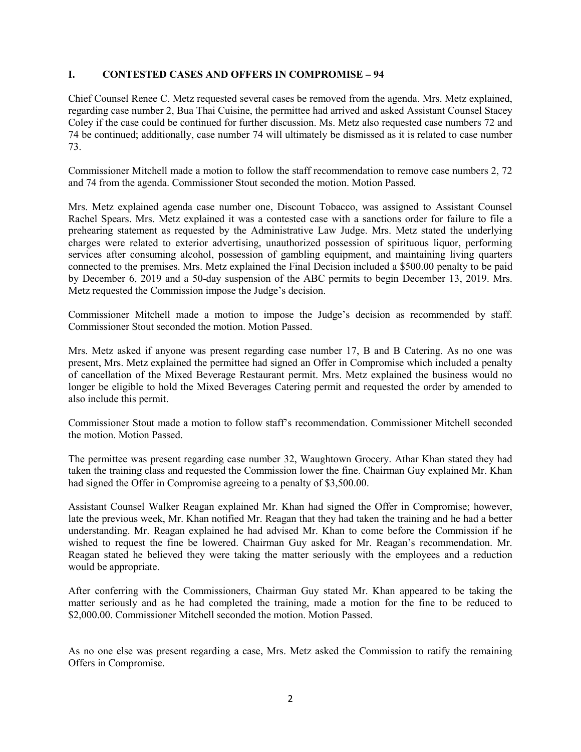## I. CONTESTED CASES AND OFFERS IN COMPROMISE – 94

Chief Counsel Renee C. Metz requested several cases be removed from the agenda. Mrs. Metz explained, regarding case number 2, Bua Thai Cuisine, the permittee had arrived and asked Assistant Counsel Stacey Coley if the case could be continued for further discussion. Ms. Metz also requested case numbers 72 and 74 be continued; additionally, case number 74 will ultimately be dismissed as it is related to case number 73.

Commissioner Mitchell made a motion to follow the staff recommendation to remove case numbers 2, 72 and 74 from the agenda. Commissioner Stout seconded the motion. Motion Passed.

Mrs. Metz explained agenda case number one, Discount Tobacco, was assigned to Assistant Counsel Rachel Spears. Mrs. Metz explained it was a contested case with a sanctions order for failure to file a prehearing statement as requested by the Administrative Law Judge. Mrs. Metz stated the underlying charges were related to exterior advertising, unauthorized possession of spirituous liquor, performing services after consuming alcohol, possession of gambling equipment, and maintaining living quarters connected to the premises. Mrs. Metz explained the Final Decision included a $500.00 penalty to be paid by December 6, 2019 and a 50-day suspension of the ABC permits to begin December 13, 2019. Mrs. Metz requested the Commission impose the Judge's decision.

Commissioner Mitchell made a motion to impose the Judge's decision as recommended by staff. Commissioner Stout seconded the motion. Motion Passed.

Mrs. Metz asked if anyone was present regarding case number 17, B and B Catering. As no one was present, Mrs. Metz explained the permittee had signed an Offer in Compromise which included a penalty of cancellation of the Mixed Beverage Restaurant permit. Mrs. Metz explained the business would no longer be eligible to hold the Mixed Beverages Catering permit and requested the order by amended to also include this permit.

Commissioner Stout made a motion to follow staff's recommendation. Commissioner Mitchell seconded the motion. Motion Passed.

The permittee was present regarding case number 32, Waughtown Grocery. Athar Khan stated they had taken the training class and requested the Commission lower the fine. Chairman Guy explained Mr. Khan had signed the Offer in Compromise agreeing to a penalty of $3,500.00.

Assistant Counsel Walker Reagan explained Mr. Khan had signed the Offer in Compromise; however, late the previous week, Mr. Khan notified Mr. Reagan that they had taken the training and he had a better understanding. Mr. Reagan explained he had advised Mr. Khan to come before the Commission if he wished to request the fine be lowered. Chairman Guy asked for Mr. Reagan's recommendation. Mr. Reagan stated he believed they were taking the matter seriously with the employees and a reduction would be appropriate.

After conferring with the Commissioners, Chairman Guy stated Mr. Khan appeared to be taking the matter seriously and as he had completed the training, made a motion for the fine to be reduced to $2,000.00. Commissioner Mitchell seconded the motion. Motion Passed.

As no one else was present regarding a case, Mrs. Metz asked the Commission to ratify the remaining Offers in Compromise.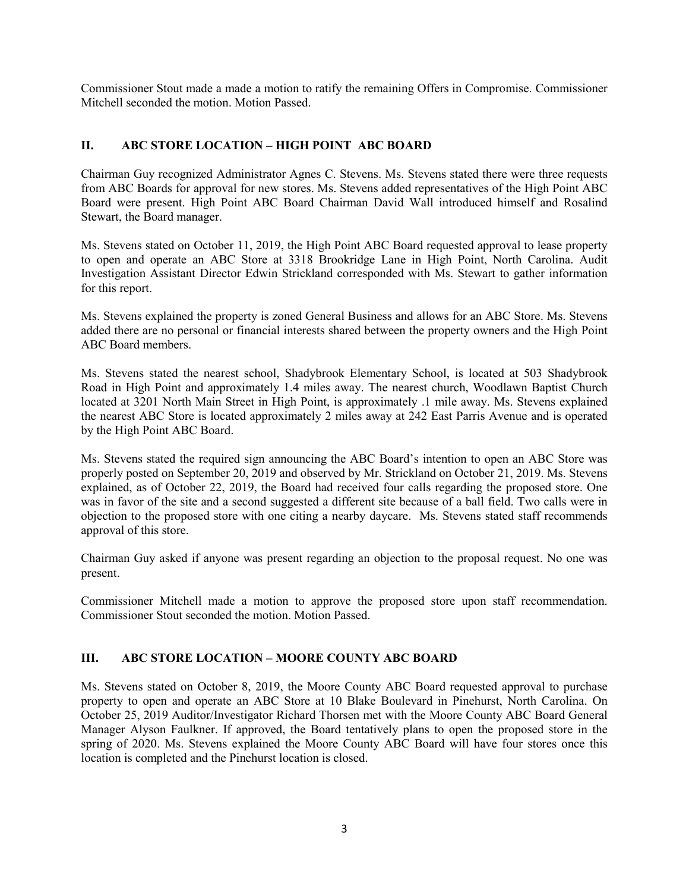Commissioner Stout made a made a motion to ratify the remaining Offers in Compromise. Commissioner Mitchell seconded the motion. Motion Passed.

## II. ABC STORE LOCATION – HIGH POINT ABC BOARD

Chairman Guy recognized Administrator Agnes C. Stevens. Ms. Stevens stated there were three requests from ABC Boards for approval for new stores. Ms. Stevens added representatives of the High Point ABC Board were present. High Point ABC Board Chairman David Wall introduced himself and Rosalind Stewart, the Board manager.

Ms. Stevens stated on October 11, 2019, the High Point ABC Board requested approval to lease property to open and operate an ABC Store at 3318 Brookridge Lane in High Point, North Carolina. Audit Investigation Assistant Director Edwin Strickland corresponded with Ms. Stewart to gather information for this report.

Ms. Stevens explained the property is zoned General Business and allows for an ABC Store. Ms. Stevens added there are no personal or financial interests shared between the property owners and the High Point ABC Board members.

Ms. Stevens stated the nearest school, Shadybrook Elementary School, is located at 503 Shadybrook Road in High Point and approximately 1.4 miles away. The nearest church, Woodlawn Baptist Church located at 3201 North Main Street in High Point, is approximately .1 mile away. Ms. Stevens explained the nearest ABC Store is located approximately 2 miles away at 242 East Parris Avenue and is operated by the High Point ABC Board.

Ms. Stevens stated the required sign announcing the ABC Board's intention to open an ABC Store was properly posted on September 20, 2019 and observed by Mr. Strickland on October 21, 2019. Ms. Stevens explained, as of October 22, 2019, the Board had received four calls regarding the proposed store. One was in favor of the site and a second suggested a different site because of a ball field. Two calls were in objection to the proposed store with one citing a nearby daycare. Ms. Stevens stated staff recommends approval of this store.

Chairman Guy asked if anyone was present regarding an objection to the proposal request. No one was present.

Commissioner Mitchell made a motion to approve the proposed store upon staff recommendation. Commissioner Stout seconded the motion. Motion Passed.

## III. ABC STORE LOCATION – MOORE COUNTY ABC BOARD

Ms. Stevens stated on October 8, 2019, the Moore County ABC Board requested approval to purchase property to open and operate an ABC Store at 10 Blake Boulevard in Pinehurst, North Carolina. On October 25, 2019 Auditor/Investigator Richard Thorsen met with the Moore County ABC Board General Manager Alyson Faulkner. If approved, the Board tentatively plans to open the proposed store in the spring of 2020. Ms. Stevens explained the Moore County ABC Board will have four stores once this location is completed and the Pinehurst location is closed.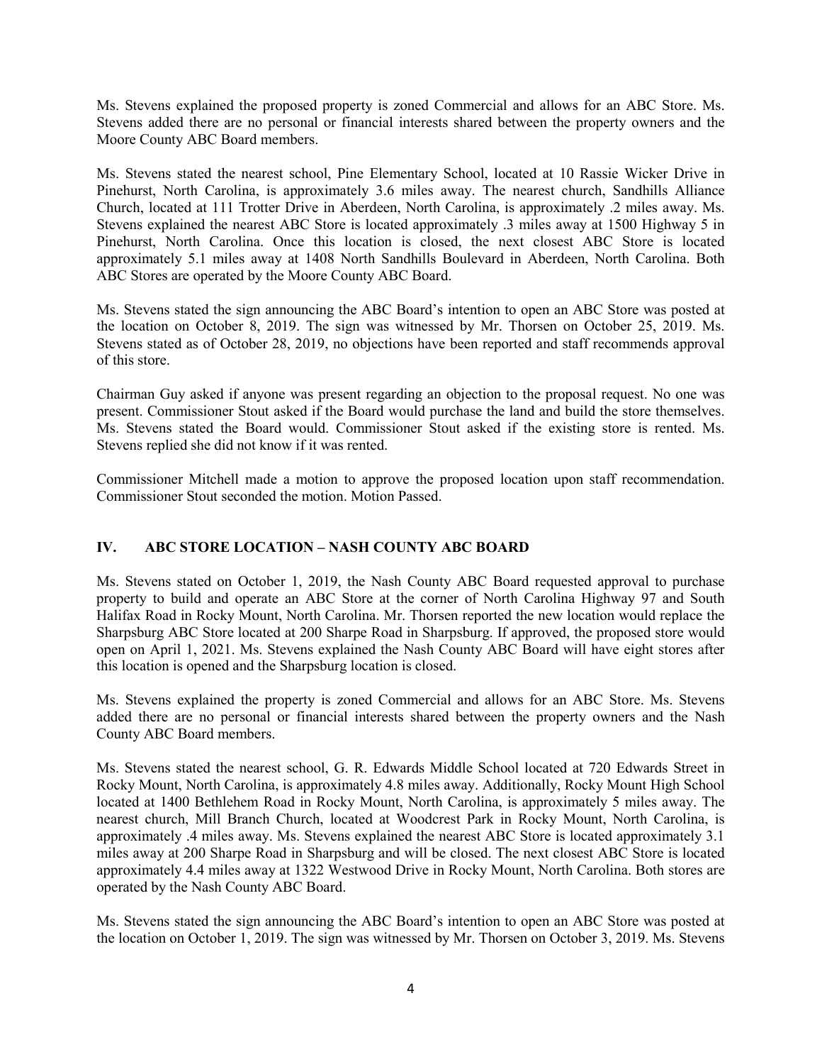Ms. Stevens explained the proposed property is zoned Commercial and allows for an ABC Store. Ms. Stevens added there are no personal or financial interests shared between the property owners and the Moore County ABC Board members.

Ms. Stevens stated the nearest school, Pine Elementary School, located at 10 Rassie Wicker Drive in Pinehurst, North Carolina, is approximately 3.6 miles away. The nearest church, Sandhills Alliance Church, located at 111 Trotter Drive in Aberdeen, North Carolina, is approximately .2 miles away. Ms. Stevens explained the nearest ABC Store is located approximately .3 miles away at 1500 Highway 5 in Pinehurst, North Carolina. Once this location is closed, the next closest ABC Store is located approximately 5.1 miles away at 1408 North Sandhills Boulevard in Aberdeen, North Carolina. Both ABC Stores are operated by the Moore County ABC Board.

Ms. Stevens stated the sign announcing the ABC Board's intention to open an ABC Store was posted at the location on October 8, 2019. The sign was witnessed by Mr. Thorsen on October 25, 2019. Ms. Stevens stated as of October 28, 2019, no objections have been reported and staff recommends approval of this store.

Chairman Guy asked if anyone was present regarding an objection to the proposal request. No one was present. Commissioner Stout asked if the Board would purchase the land and build the store themselves. Ms. Stevens stated the Board would. Commissioner Stout asked if the existing store is rented. Ms. Stevens replied she did not know if it was rented.

Commissioner Mitchell made a motion to approve the proposed location upon staff recommendation. Commissioner Stout seconded the motion. Motion Passed.

## IV. ABC STORE LOCATION – NASH COUNTY ABC BOARD

Ms. Stevens stated on October 1, 2019, the Nash County ABC Board requested approval to purchase property to build and operate an ABC Store at the corner of North Carolina Highway 97 and South Halifax Road in Rocky Mount, North Carolina. Mr. Thorsen reported the new location would replace the Sharpsburg ABC Store located at 200 Sharpe Road in Sharpsburg. If approved, the proposed store would open on April 1, 2021. Ms. Stevens explained the Nash County ABC Board will have eight stores after this location is opened and the Sharpsburg location is closed.

Ms. Stevens explained the property is zoned Commercial and allows for an ABC Store. Ms. Stevens added there are no personal or financial interests shared between the property owners and the Nash County ABC Board members.

Ms. Stevens stated the nearest school, G. R. Edwards Middle School located at 720 Edwards Street in Rocky Mount, North Carolina, is approximately 4.8 miles away. Additionally, Rocky Mount High School located at 1400 Bethlehem Road in Rocky Mount, North Carolina, is approximately 5 miles away. The nearest church, Mill Branch Church, located at Woodcrest Park in Rocky Mount, North Carolina, is approximately .4 miles away. Ms. Stevens explained the nearest ABC Store is located approximately 3.1 miles away at 200 Sharpe Road in Sharpsburg and will be closed. The next closest ABC Store is located approximately 4.4 miles away at 1322 Westwood Drive in Rocky Mount, North Carolina. Both stores are operated by the Nash County ABC Board.

Ms. Stevens stated the sign announcing the ABC Board's intention to open an ABC Store was posted at the location on October 1, 2019. The sign was witnessed by Mr. Thorsen on October 3, 2019. Ms. Stevens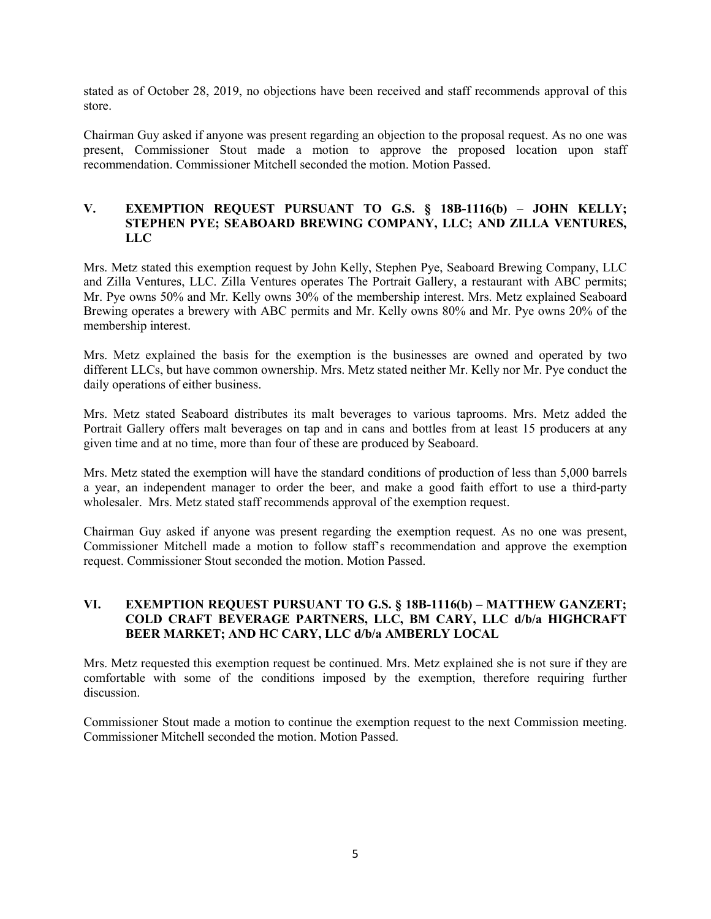stated as of October 28, 2019, no objections have been received and staff recommends approval of this store.

Chairman Guy asked if anyone was present regarding an objection to the proposal request. As no one was present, Commissioner Stout made a motion to approve the proposed location upon staff recommendation. Commissioner Mitchell seconded the motion. Motion Passed.

## V. EXEMPTION REQUEST PURSUANT TO G.S. § 18B-1116(b) – JOHN KELLY; STEPHEN PYE; SEABOARD BREWING COMPANY, LLC; AND ZILLA VENTURES, LLC

Mrs. Metz stated this exemption request by John Kelly, Stephen Pye, Seaboard Brewing Company, LLC and Zilla Ventures, LLC. Zilla Ventures operates The Portrait Gallery, a restaurant with ABC permits; Mr. Pye owns 50% and Mr. Kelly owns 30% of the membership interest. Mrs. Metz explained Seaboard Brewing operates a brewery with ABC permits and Mr. Kelly owns 80% and Mr. Pye owns 20% of the membership interest.

Mrs. Metz explained the basis for the exemption is the businesses are owned and operated by two different LLCs, but have common ownership. Mrs. Metz stated neither Mr. Kelly nor Mr. Pye conduct the daily operations of either business.

Mrs. Metz stated Seaboard distributes its malt beverages to various taprooms. Mrs. Metz added the Portrait Gallery offers malt beverages on tap and in cans and bottles from at least 15 producers at any given time and at no time, more than four of these are produced by Seaboard.

Mrs. Metz stated the exemption will have the standard conditions of production of less than 5,000 barrels a year, an independent manager to order the beer, and make a good faith effort to use a third-party wholesaler. Mrs. Metz stated staff recommends approval of the exemption request.

Chairman Guy asked if anyone was present regarding the exemption request. As no one was present, Commissioner Mitchell made a motion to follow staff's recommendation and approve the exemption request. Commissioner Stout seconded the motion. Motion Passed.

## VI. EXEMPTION REQUEST PURSUANT TO G.S. § 18B-1116(b) – MATTHEW GANZERT; COLD CRAFT BEVERAGE PARTNERS, LLC, BM CARY, LLC d/b/a HIGHCRAFT BEER MARKET; AND HC CARY, LLC d/b/a AMBERLY LOCAL

Mrs. Metz requested this exemption request be continued. Mrs. Metz explained she is not sure if they are comfortable with some of the conditions imposed by the exemption, therefore requiring further discussion.

Commissioner Stout made a motion to continue the exemption request to the next Commission meeting. Commissioner Mitchell seconded the motion. Motion Passed.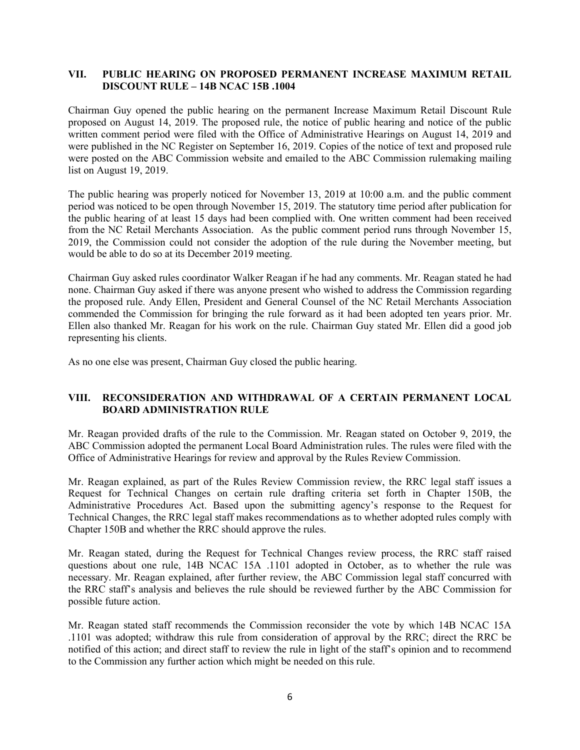## VII. PUBLIC HEARING ON PROPOSED PERMANENT INCREASE MAXIMUM RETAIL DISCOUNT RULE – 14B NCAC 15B .1004

Chairman Guy opened the public hearing on the permanent Increase Maximum Retail Discount Rule proposed on August 14, 2019. The proposed rule, the notice of public hearing and notice of the public written comment period were filed with the Office of Administrative Hearings on August 14, 2019 and were published in the NC Register on September 16, 2019. Copies of the notice of text and proposed rule were posted on the ABC Commission website and emailed to the ABC Commission rulemaking mailing list on August 19, 2019.

The public hearing was properly noticed for November 13, 2019 at 10:00 a.m. and the public comment period was noticed to be open through November 15, 2019. The statutory time period after publication for the public hearing of at least 15 days had been complied with. One written comment had been received from the NC Retail Merchants Association. As the public comment period runs through November 15, 2019, the Commission could not consider the adoption of the rule during the November meeting, but would be able to do so at its December 2019 meeting.

Chairman Guy asked rules coordinator Walker Reagan if he had any comments. Mr. Reagan stated he had none. Chairman Guy asked if there was anyone present who wished to address the Commission regarding the proposed rule. Andy Ellen, President and General Counsel of the NC Retail Merchants Association commended the Commission for bringing the rule forward as it had been adopted ten years prior. Mr. Ellen also thanked Mr. Reagan for his work on the rule. Chairman Guy stated Mr. Ellen did a good job representing his clients.

As no one else was present, Chairman Guy closed the public hearing.

## VIII. RECONSIDERATION AND WITHDRAWAL OF A CERTAIN PERMANENT LOCAL BOARD ADMINISTRATION RULE

Mr. Reagan provided drafts of the rule to the Commission. Mr. Reagan stated on October 9, 2019, the ABC Commission adopted the permanent Local Board Administration rules. The rules were filed with the Office of Administrative Hearings for review and approval by the Rules Review Commission.

Mr. Reagan explained, as part of the Rules Review Commission review, the RRC legal staff issues a Request for Technical Changes on certain rule drafting criteria set forth in Chapter 150B, the Administrative Procedures Act. Based upon the submitting agency's response to the Request for Technical Changes, the RRC legal staff makes recommendations as to whether adopted rules comply with Chapter 150B and whether the RRC should approve the rules.

Mr. Reagan stated, during the Request for Technical Changes review process, the RRC staff raised questions about one rule, 14B NCAC 15A .1101 adopted in October, as to whether the rule was necessary. Mr. Reagan explained, after further review, the ABC Commission legal staff concurred with the RRC staff's analysis and believes the rule should be reviewed further by the ABC Commission for possible future action.

Mr. Reagan stated staff recommends the Commission reconsider the vote by which 14B NCAC 15A .1101 was adopted; withdraw this rule from consideration of approval by the RRC; direct the RRC be notified of this action; and direct staff to review the rule in light of the staff's opinion and to recommend to the Commission any further action which might be needed on this rule.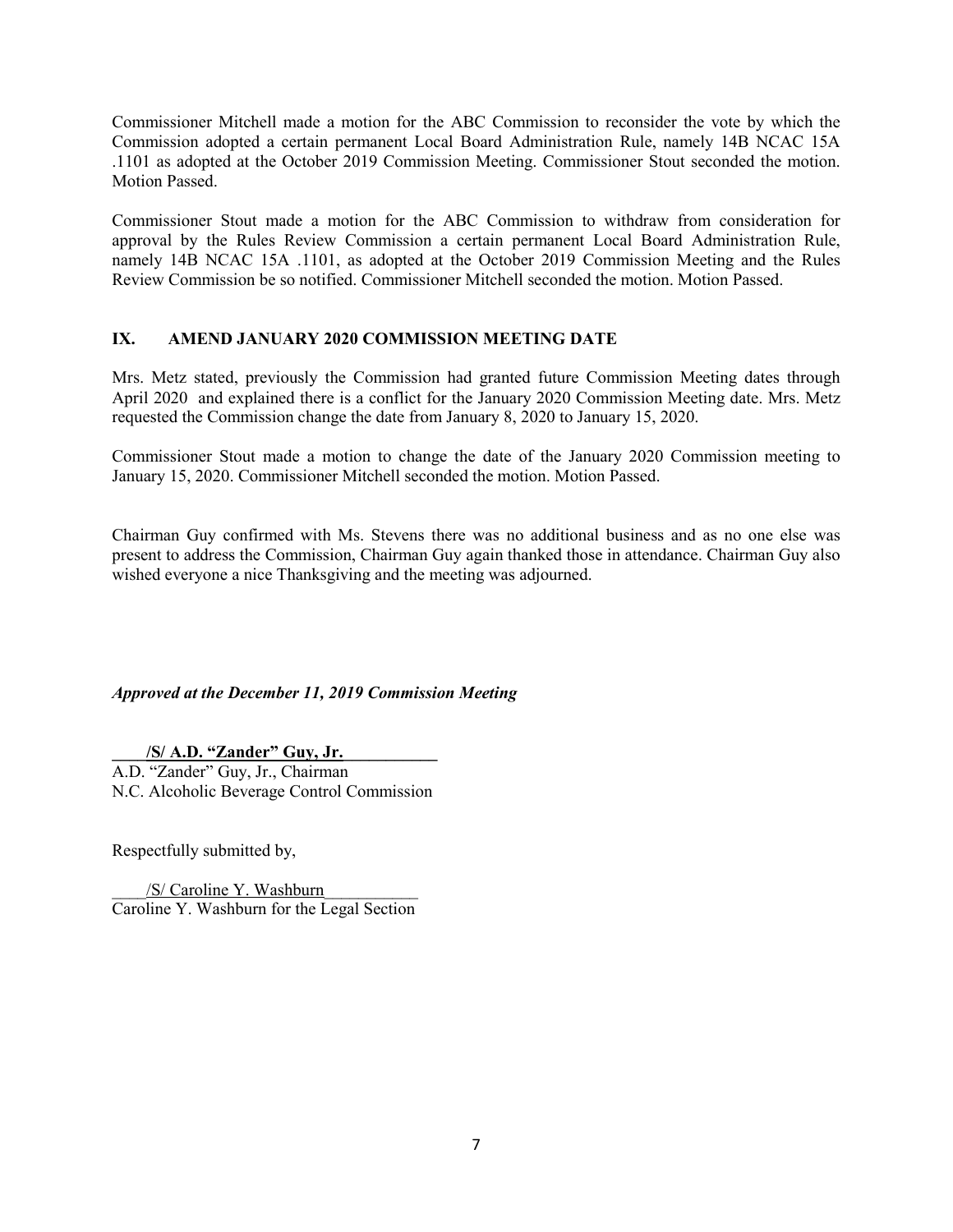Commissioner Mitchell made a motion for the ABC Commission to reconsider the vote by which the Commission adopted a certain permanent Local Board Administration Rule, namely 14B NCAC 15A .1101 as adopted at the October 2019 Commission Meeting. Commissioner Stout seconded the motion. Motion Passed.

Commissioner Stout made a motion for the ABC Commission to withdraw from consideration for approval by the Rules Review Commission a certain permanent Local Board Administration Rule, namely 14B NCAC 15A .1101, as adopted at the October 2019 Commission Meeting and the Rules Review Commission be so notified. Commissioner Mitchell seconded the motion. Motion Passed.

## IX. AMEND JANUARY 2020 COMMISSION MEETING DATE

Mrs. Metz stated, previously the Commission had granted future Commission Meeting dates through April 2020 and explained there is a conflict for the January 2020 Commission Meeting date. Mrs. Metz requested the Commission change the date from January 8, 2020 to January 15, 2020.

Commissioner Stout made a motion to change the date of the January 2020 Commission meeting to January 15, 2020. Commissioner Mitchell seconded the motion. Motion Passed.

Chairman Guy confirmed with Ms. Stevens there was no additional business and as no one else was present to address the Commission, Chairman Guy again thanked those in attendance. Chairman Guy also wished everyone a nice Thanksgiving and the meeting was adjourned.

***Approved at the December 11, 2019 Commission Meeting***

**/S/ A.D. "Zander" Guy, Jr.**
A.D. "Zander" Guy, Jr., Chairman
N.C. Alcoholic Beverage Control Commission

Respectfully submitted by,

/S/ Caroline Y. Washburn
Caroline Y. Washburn for the Legal Section